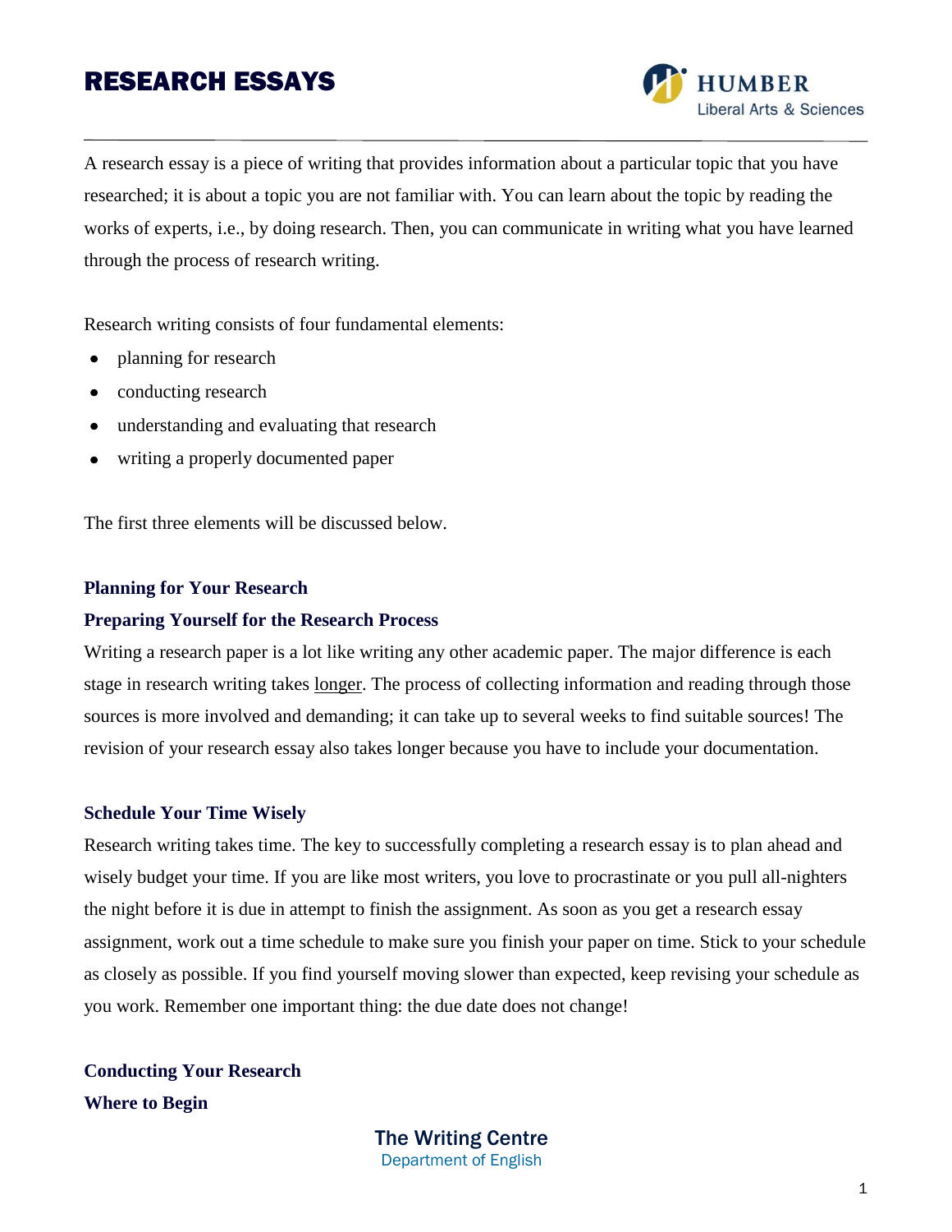# RESEARCH ESSAYS

A research essay is a piece of writing that provides information about a particular topic that you have researched; it is about a topic you are not familiar with. You can learn about the topic by reading the works of experts, i.e., by doing research. Then, you can communicate in writing what you have learned through the process of research writing.

Research writing consists of four fundamental elements:

- planning for research
- conducting research
- understanding and evaluating that research
- writing a properly documented paper

The first three elements will be discussed below.

## Planning for Your Research

### Preparing Yourself for the Research Process

Writing a research paper is a lot like writing any other academic paper. The major difference is each stage in research writing takes <u>longer</u>. The process of collecting information and reading through those sources is more involved and demanding; it can take up to several weeks to find suitable sources! The revision of your research essay also takes longer because you have to include your documentation.

### Schedule Your Time Wisely

Research writing takes time. The key to successfully completing a research essay is to plan ahead and wisely budget your time. If you are like most writers, you love to procrastinate or you pull all-nighters the night before it is due in attempt to finish the assignment. As soon as you get a research essay assignment, work out a time schedule to make sure you finish your paper on time. Stick to your schedule as closely as possible. If you find yourself moving slower than expected, keep revising your schedule as you work. Remember one important thing: the due date does not change!

## Conducting Your Research

### Where to Begin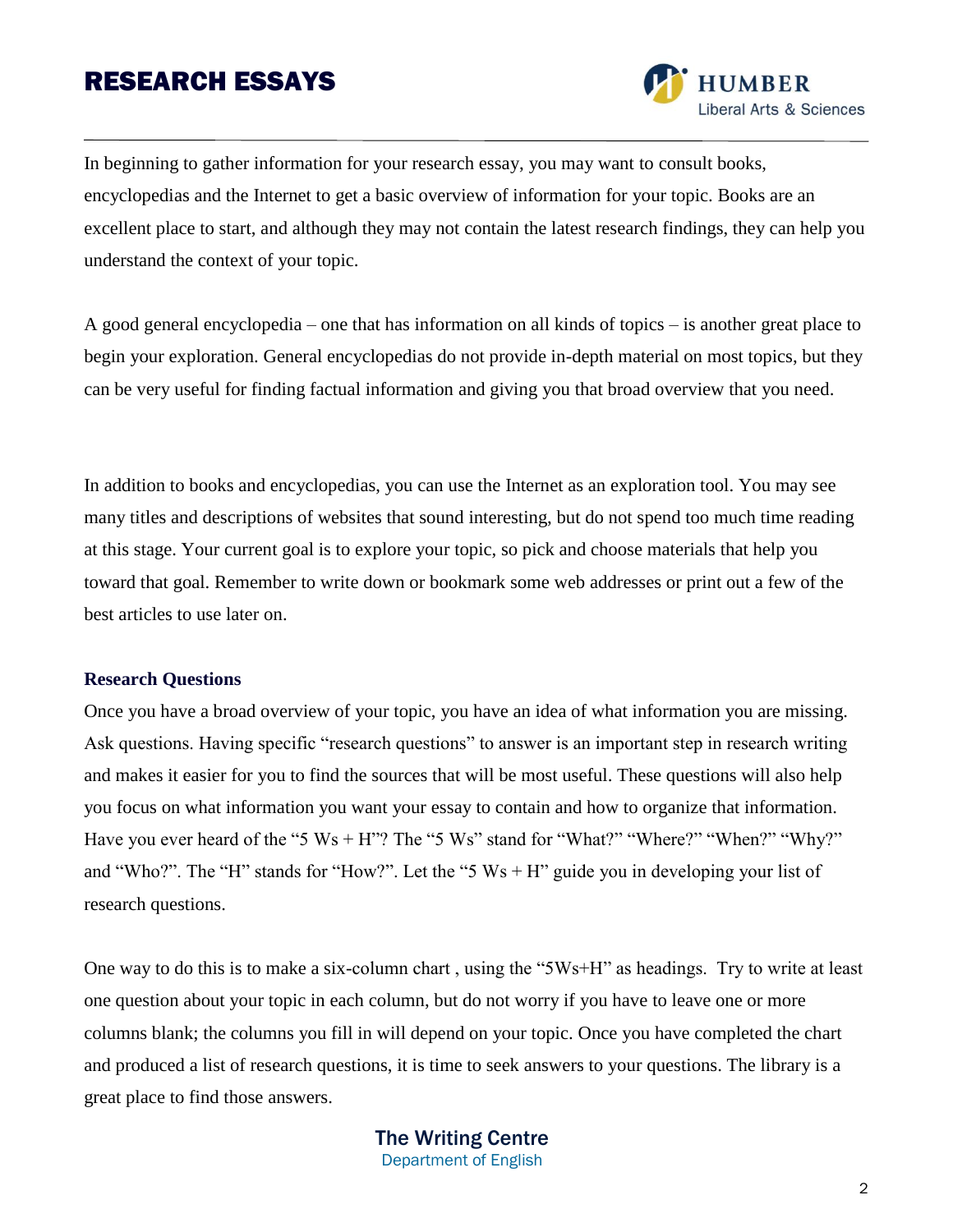In beginning to gather information for your research essay, you may want to consult books, encyclopedias and the Internet to get a basic overview of information for your topic. Books are an excellent place to start, and although they may not contain the latest research findings, they can help you understand the context of your topic.

A good general encyclopedia – one that has information on all kinds of topics – is another great place to begin your exploration. General encyclopedias do not provide in-depth material on most topics, but they can be very useful for finding factual information and giving you that broad overview that you need.

In addition to books and encyclopedias, you can use the Internet as an exploration tool. You may see many titles and descriptions of websites that sound interesting, but do not spend too much time reading at this stage. Your current goal is to explore your topic, so pick and choose materials that help you toward that goal. Remember to write down or bookmark some web addresses or print out a few of the best articles to use later on.

### Research Questions

Once you have a broad overview of your topic, you have an idea of what information you are missing. Ask questions. Having specific "research questions" to answer is an important step in research writing and makes it easier for you to find the sources that will be most useful. These questions will also help you focus on what information you want your essay to contain and how to organize that information. Have you ever heard of the "5 Ws + H"? The "5 Ws" stand for "What?" "Where?" "When?" "Why?" and "Who?". The "H" stands for "How?". Let the "5 Ws + H" guide you in developing your list of research questions.

One way to do this is to make a six-column chart , using the "5Ws+H" as headings. Try to write at least one question about your topic in each column, but do not worry if you have to leave one or more columns blank; the columns you fill in will depend on your topic. Once you have completed the chart and produced a list of research questions, it is time to seek answers to your questions. The library is a great place to find those answers.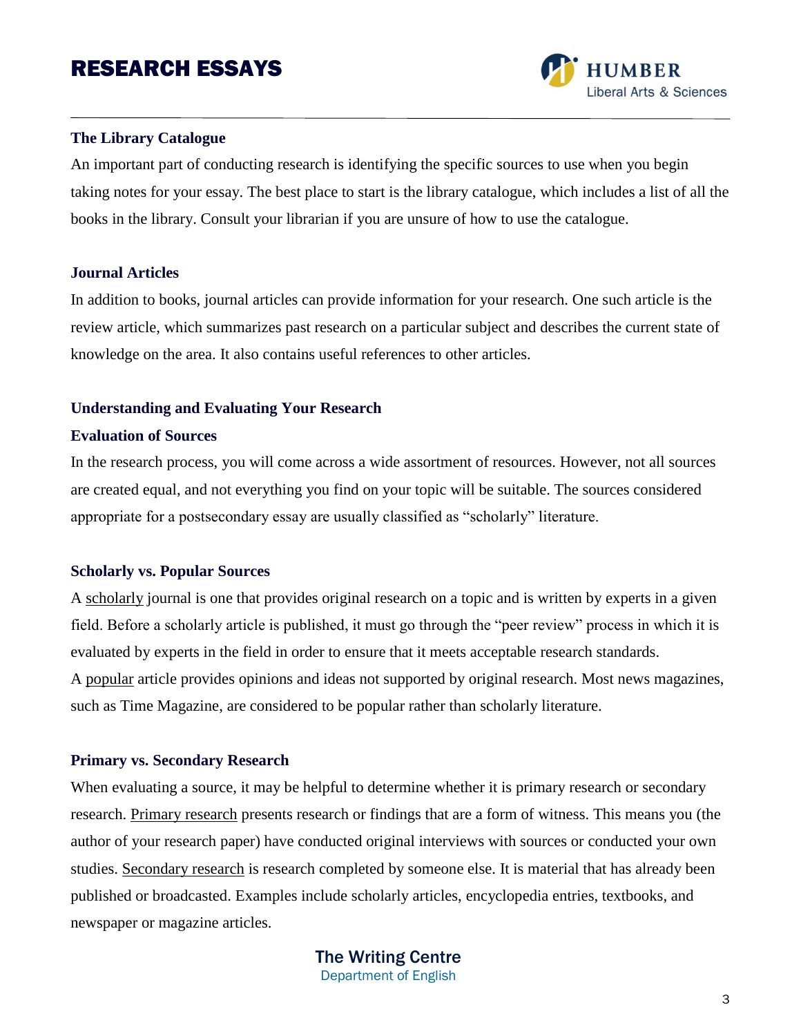### The Library Catalogue

An important part of conducting research is identifying the specific sources to use when you begin taking notes for your essay. The best place to start is the library catalogue, which includes a list of all the books in the library. Consult your librarian if you are unsure of how to use the catalogue.

### Journal Articles

In addition to books, journal articles can provide information for your research. One such article is the review article, which summarizes past research on a particular subject and describes the current state of knowledge on the area. It also contains useful references to other articles.

### Understanding and Evaluating Your Research

### Evaluation of Sources

In the research process, you will come across a wide assortment of resources. However, not all sources are created equal, and not everything you find on your topic will be suitable. The sources considered appropriate for a postsecondary essay are usually classified as "scholarly" literature.

### Scholarly vs. Popular Sources

A <u>scholarly</u> journal is one that provides original research on a topic and is written by experts in a given field. Before a scholarly article is published, it must go through the "peer review" process in which it is evaluated by experts in the field in order to ensure that it meets acceptable research standards.
A <u>popular</u> article provides opinions and ideas not supported by original research. Most news magazines, such as Time Magazine, are considered to be popular rather than scholarly literature.

### Primary vs. Secondary Research

When evaluating a source, it may be helpful to determine whether it is primary research or secondary research. <u>Primary research</u> presents research or findings that are a form of witness. This means you (the author of your research paper) have conducted original interviews with sources or conducted your own studies. <u>Secondary research</u> is research completed by someone else. It is material that has already been published or broadcasted. Examples include scholarly articles, encyclopedia entries, textbooks, and newspaper or magazine articles.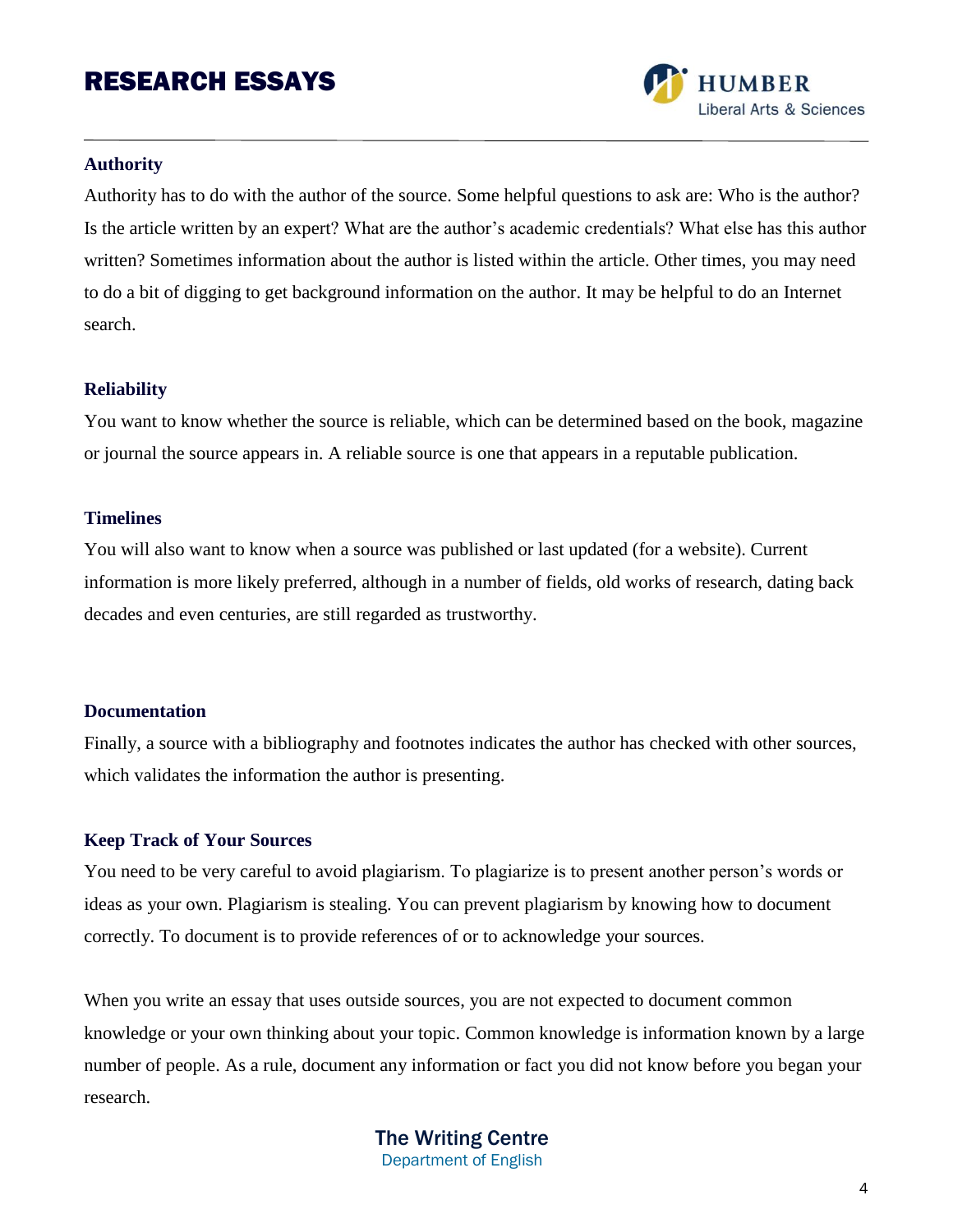### Authority

Authority has to do with the author of the source. Some helpful questions to ask are: Who is the author? Is the article written by an expert? What are the author's academic credentials? What else has this author written? Sometimes information about the author is listed within the article. Other times, you may need to do a bit of digging to get background information on the author. It may be helpful to do an Internet search.

### Reliability

You want to know whether the source is reliable, which can be determined based on the book, magazine or journal the source appears in. A reliable source is one that appears in a reputable publication.

### Timelines

You will also want to know when a source was published or last updated (for a website). Current information is more likely preferred, although in a number of fields, old works of research, dating back decades and even centuries, are still regarded as trustworthy.

### Documentation

Finally, a source with a bibliography and footnotes indicates the author has checked with other sources, which validates the information the author is presenting.

### Keep Track of Your Sources

You need to be very careful to avoid plagiarism. To plagiarize is to present another person's words or ideas as your own. Plagiarism is stealing. You can prevent plagiarism by knowing how to document correctly. To document is to provide references of or to acknowledge your sources.

When you write an essay that uses outside sources, you are not expected to document common knowledge or your own thinking about your topic. Common knowledge is information known by a large number of people. As a rule, document any information or fact you did not know before you began your research.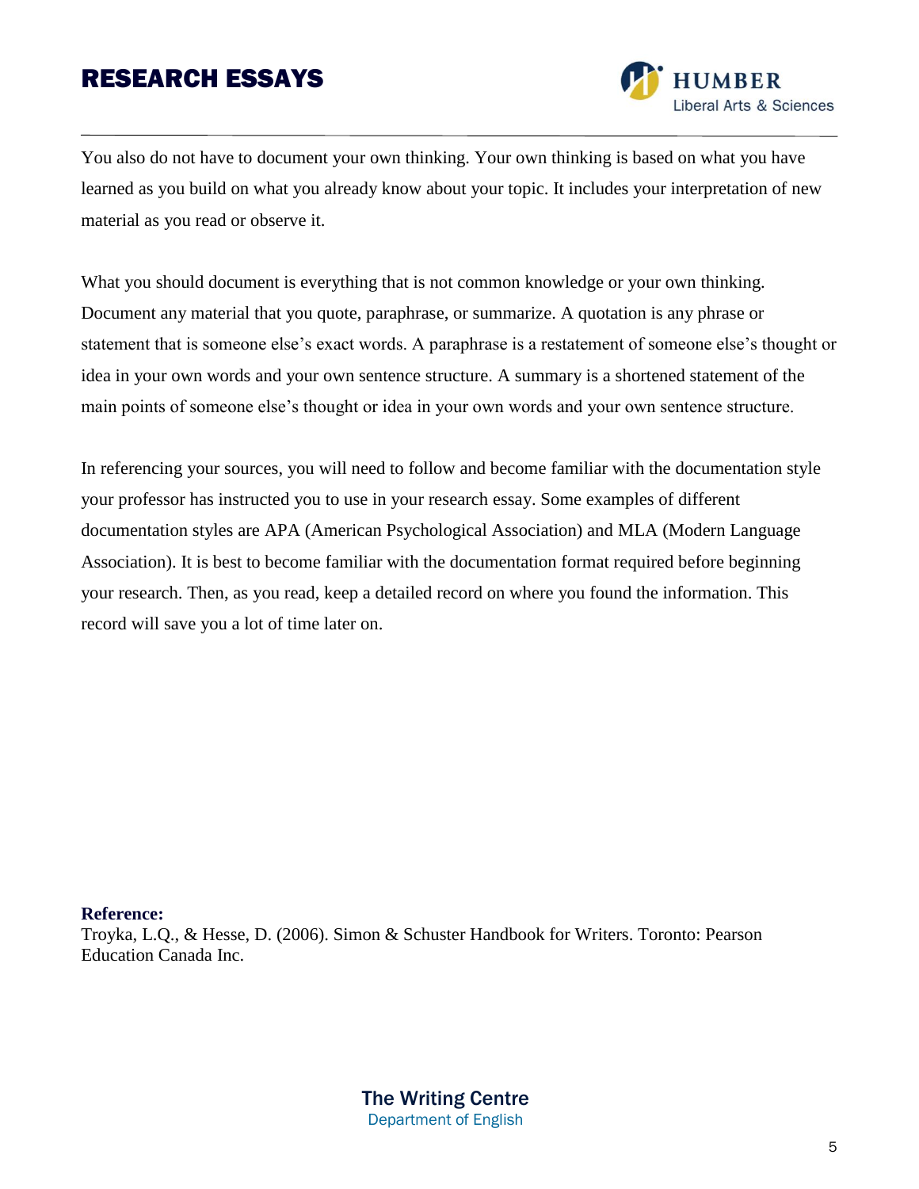You also do not have to document your own thinking. Your own thinking is based on what you have learned as you build on what you already know about your topic. It includes your interpretation of new material as you read or observe it.

What you should document is everything that is not common knowledge or your own thinking. Document any material that you quote, paraphrase, or summarize. A quotation is any phrase or statement that is someone else's exact words. A paraphrase is a restatement of someone else's thought or idea in your own words and your own sentence structure. A summary is a shortened statement of the main points of someone else's thought or idea in your own words and your own sentence structure.

In referencing your sources, you will need to follow and become familiar with the documentation style your professor has instructed you to use in your research essay. Some examples of different documentation styles are APA (American Psychological Association) and MLA (Modern Language Association). It is best to become familiar with the documentation format required before beginning your research. Then, as you read, keep a detailed record on where you found the information. This record will save you a lot of time later on.

**Reference:**
Troyka, L.Q., & Hesse, D. (2006). Simon & Schuster Handbook for Writers. Toronto: Pearson Education Canada Inc.